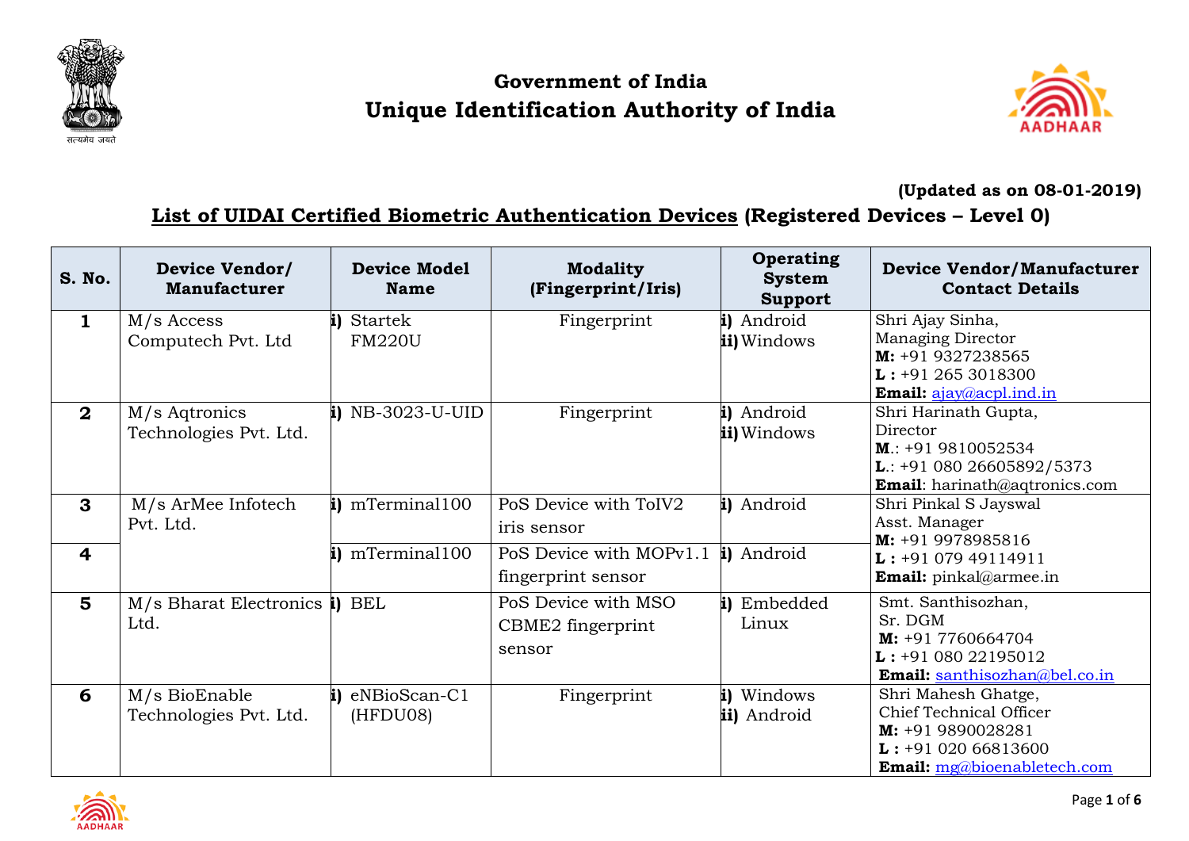# Government of India
# Unique Identification Authority of India

**(Updated as on 08-01-2019)**

## List of UIDAI Certified Biometric Authentication Devices (Registered Devices – Level 0)

| S. No. | Device Vendor/ Manufacturer | Device Model Name | Modality (Fingerprint/Iris) | Operating System Support | Device Vendor/Manufacturer Contact Details |
|---|---|---|---|---|---|
| 1 | M/s Access Computech Pvt. Ltd | i) Startek FM220U | Fingerprint | i) Android<br>ii) Windows | Shri Ajay Sinha,<br>Managing Director<br>**M:** +91 9327238565<br>**L :** +91 265 3018300<br>**Email:** ajay@acpl.ind.in |
| 2 | M/s Aqtronics Technologies Pvt. Ltd. | i) NB-3023-U-UID | Fingerprint | i) Android<br>ii) Windows | Shri Harinath Gupta,<br>Director<br>**M**.: +91 9810052534<br>**L**.: +91 080 26605892/5373<br>**Email**: harinath@aqtronics.com |
| 3 | M/s ArMee Infotech Pvt. Ltd. | i) mTerminal100 | PoS Device with ToIV2 iris sensor | i) Android | Shri Pinkal S Jayswal<br>Asst. Manager<br>**M:** +91 9978985816<br>**L :** +91 079 49114911<br>**Email:** pinkal@armee.in |
| 4 | | i) mTerminal100 | PoS Device with MOPv1.1 fingerprint sensor | i) Android | |
| 5 | M/s Bharat Electronics Ltd. | i) BEL | PoS Device with MSO CBME2 fingerprint sensor | i) Embedded Linux | Smt. Santhisozhan,<br>Sr. DGM<br>**M:** +91 7760664704<br>**L :** +91 080 22195012<br>**Email:** santhisozhan@bel.co.in |
| 6 | M/s BioEnable Technologies Pvt. Ltd. | i) eNBioScan-C1 (HFDU08) | Fingerprint | i) Windows<br>ii) Android | Shri Mahesh Ghatge,<br>Chief Technical Officer<br>**M:** +91 9890028281<br>**L :** +91 020 66813600<br>**Email:** mg@bioenabletech.com |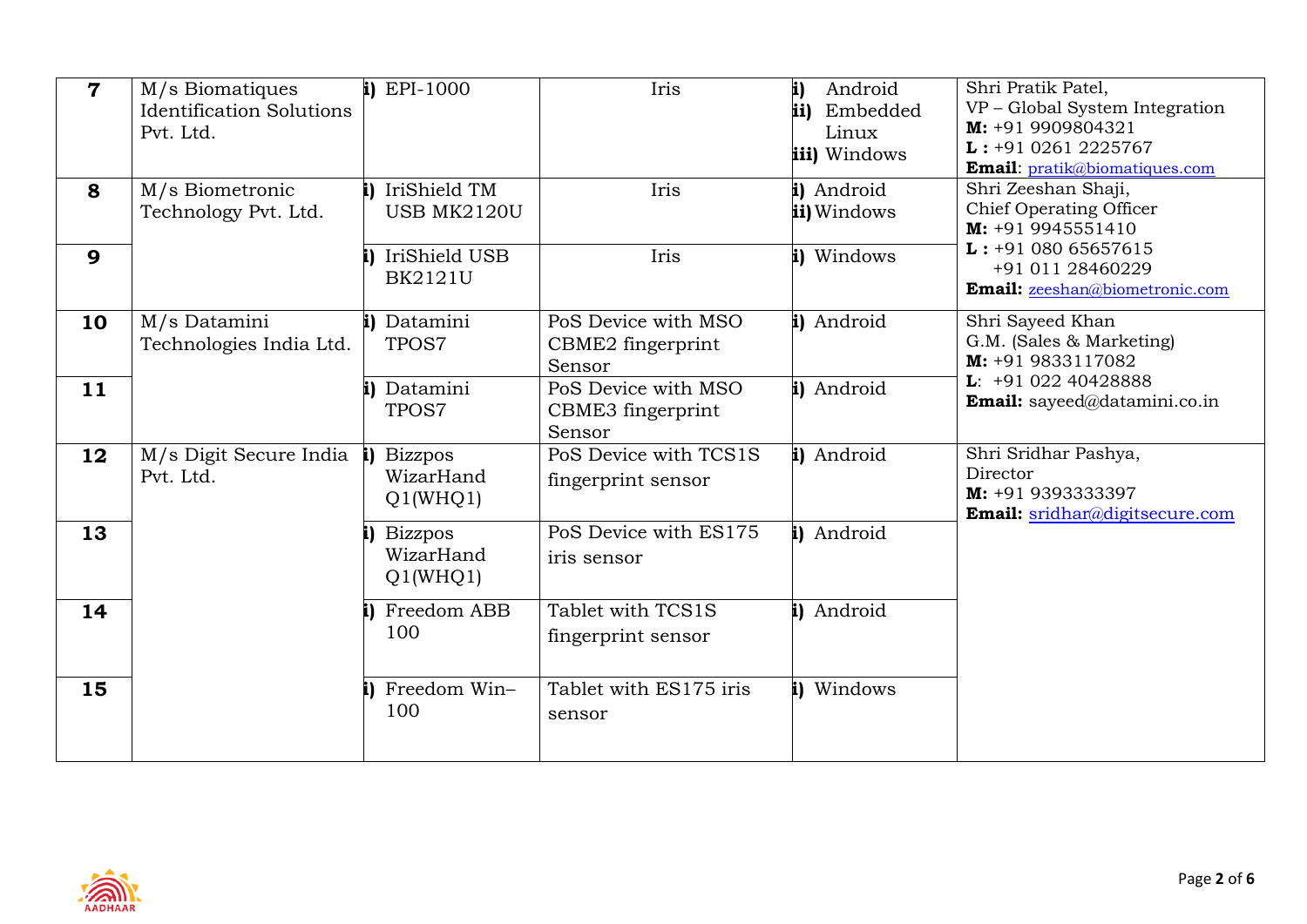| | | | | | |
|---|---|---|---|---|---|
| **7** | M/s Biomatiques Identification Solutions Pvt. Ltd. | **i)** EPI-1000 | Iris | **i)** Android<br>**ii)** Embedded Linux<br>**iii)** Windows | Shri Pratik Patel,<br>VP – Global System Integration<br>**M:** +91 9909804321<br>**L :** +91 0261 2225767<br>**Email**: pratik@biomatiques.com |
| **8** | M/s Biometronic Technology Pvt. Ltd. | **i)** IriShield TM USB MK2120U | Iris | **i)** Android<br>**ii)** Windows | Shri Zeeshan Shaji,<br>Chief Operating Officer<br>**M:** +91 9945551410<br>**L :** +91 080 65657615<br>+91 011 28460229<br>**Email:** zeeshan@biometronic.com |
| **9** | | **i)** IriShield USB BK2121U | Iris | **i)** Windows | |
| **10** | M/s Datamini Technologies India Ltd. | **i)** Datamini TPOS7 | PoS Device with MSO CBME2 fingerprint Sensor | **i)** Android | Shri Sayeed Khan<br>G.M. (Sales & Marketing)<br>**M:** +91 9833117082<br>**L**: +91 022 40428888<br>**Email:** sayeed@datamini.co.in |
| **11** | | **i)** Datamini TPOS7 | PoS Device with MSO CBME3 fingerprint Sensor | **i)** Android | |
| **12** | M/s Digit Secure India Pvt. Ltd. | **i)** Bizzpos WizarHand Q1(WHQ1) | PoS Device with TCS1S fingerprint sensor | **i)** Android | Shri Sridhar Pashya,<br>Director<br>**M:** +91 9393333397<br>**Email:** sridhar@digitsecure.com |
| **13** | | **i)** Bizzpos WizarHand Q1(WHQ1) | PoS Device with ES175 iris sensor | **i)** Android | |
| **14** | | **i)** Freedom ABB 100 | Tablet with TCS1S fingerprint sensor | **i)** Android | |
| **15** | | **i)** Freedom Win–100 | Tablet with ES175 iris sensor | **i)** Windows | |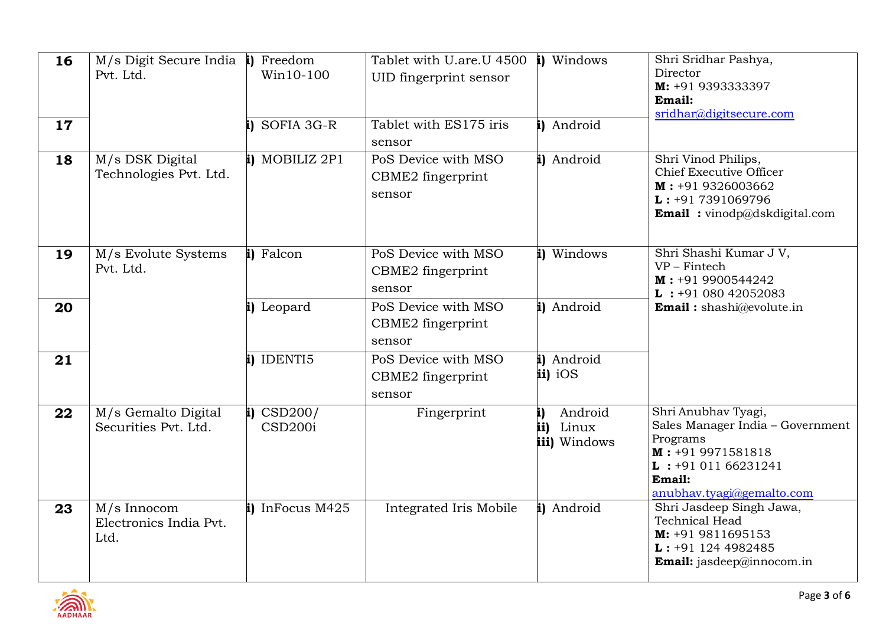| | | | | | |
|---|---|---|---|---|---|
| **16** | M/s Digit Secure India Pvt. Ltd. | **i)** Freedom Win10-100 | Tablet with U.are.U 4500 UID fingerprint sensor | **i)** Windows | Shri Sridhar Pashya, Director<br>**M:** +91 9393333397<br>**Email:** sridhar@digitsecure.com |
| **17** | | **i)** SOFIA 3G-R | Tablet with ES175 iris sensor | **i)** Android | |
| **18** | M/s DSK Digital Technologies Pvt. Ltd. | **i)** MOBILIZ 2P1 | PoS Device with MSO CBME2 fingerprint sensor | **i)** Android | Shri Vinod Philips, Chief Executive Officer<br>**M :** +91 9326003662<br>**L :** +91 7391069796<br>**Email :** vinodp@dskdigital.com |
| **19** | M/s Evolute Systems Pvt. Ltd. | **i)** Falcon | PoS Device with MSO CBME2 fingerprint sensor | **i)** Windows | Shri Shashi Kumar J V, VP – Fintech<br>**M :** +91 9900544242<br>**L :** +91 080 42052083<br>**Email :** shashi@evolute.in |
| **20** | | **i)** Leopard | PoS Device with MSO CBME2 fingerprint sensor | **i)** Android | |
| **21** | | **i)** IDENTI5 | PoS Device with MSO CBME2 fingerprint sensor | **i)** Android<br>**ii)** iOS | |
| **22** | M/s Gemalto Digital Securities Pvt. Ltd. | **i)** CSD200/ CSD200i | Fingerprint | **i)** Android<br>**ii)** Linux<br>**iii)** Windows | Shri Anubhav Tyagi, Sales Manager India – Government Programs<br>**M :** +91 9971581818<br>**L :** +91 011 66231241<br>**Email:** anubhav.tyagi@gemalto.com |
| **23** | M/s Innocom Electronics India Pvt. Ltd. | **i)** InFocus M425 | Integrated Iris Mobile | **i)** Android | Shri Jasdeep Singh Jawa, Technical Head<br>**M:** +91 9811695153<br>**L :** +91 124 4982485<br>**Email:** jasdeep@innocom.in |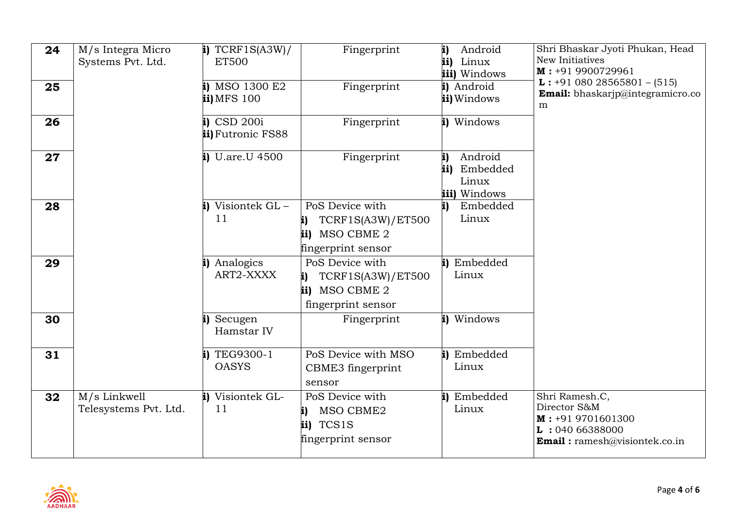| 24 | M/s Integra Micro Systems Pvt. Ltd. | **i)** TCRF1S(A3W)/ ET500 | Fingerprint | **i)** Android<br>**ii)** Linux<br>**iii)** Windows | Shri Bhaskar Jyoti Phukan, Head New Initiatives<br>**M :** +91 9900729961<br>**L :** +91 080 28565801 – (515)<br>**Email:** bhaskarjp@integramicro.com |
|---|---|---|---|---|---|
| 25 | | **i)** MSO 1300 E2<br>**ii)** MFS 100 | Fingerprint | **i)** Android<br>**ii)** Windows | |
| 26 | | **i)** CSD 200i<br>**ii)** Futronic FS88 | Fingerprint | **i)** Windows | |
| 27 | | **i)** U.are.U 4500 | Fingerprint | **i)** Android<br>**ii)** Embedded Linux<br>**iii)** Windows | |
| 28 | | **i)** Visiontek GL – 11 | PoS Device with<br>**i)** TCRF1S(A3W)/ET500<br>**ii)** MSO CBME 2<br>fingerprint sensor | **i)** Embedded Linux | |
| 29 | | **i)** Analogics ART2-XXXX | PoS Device with<br>**i)** TCRF1S(A3W)/ET500<br>**ii)** MSO CBME 2<br>fingerprint sensor | **i)** Embedded Linux | |
| 30 | | **i)** Secugen Hamstar IV | Fingerprint | **i)** Windows | |
| 31 | | **i)** TEG9300-1 OASYS | PoS Device with MSO CBME3 fingerprint sensor | **i)** Embedded Linux | |
| 32 | M/s Linkwell Telesystems Pvt. Ltd. | **i)** Visiontek GL-11 | PoS Device with<br>**i)** MSO CBME2<br>**ii)** TCS1S<br>fingerprint sensor | **i)** Embedded Linux | Shri Ramesh.C,<br>Director S&M<br>**M :** +91 9701601300<br>**L :** 040 66388000<br>**Email :** ramesh@visiontek.co.in |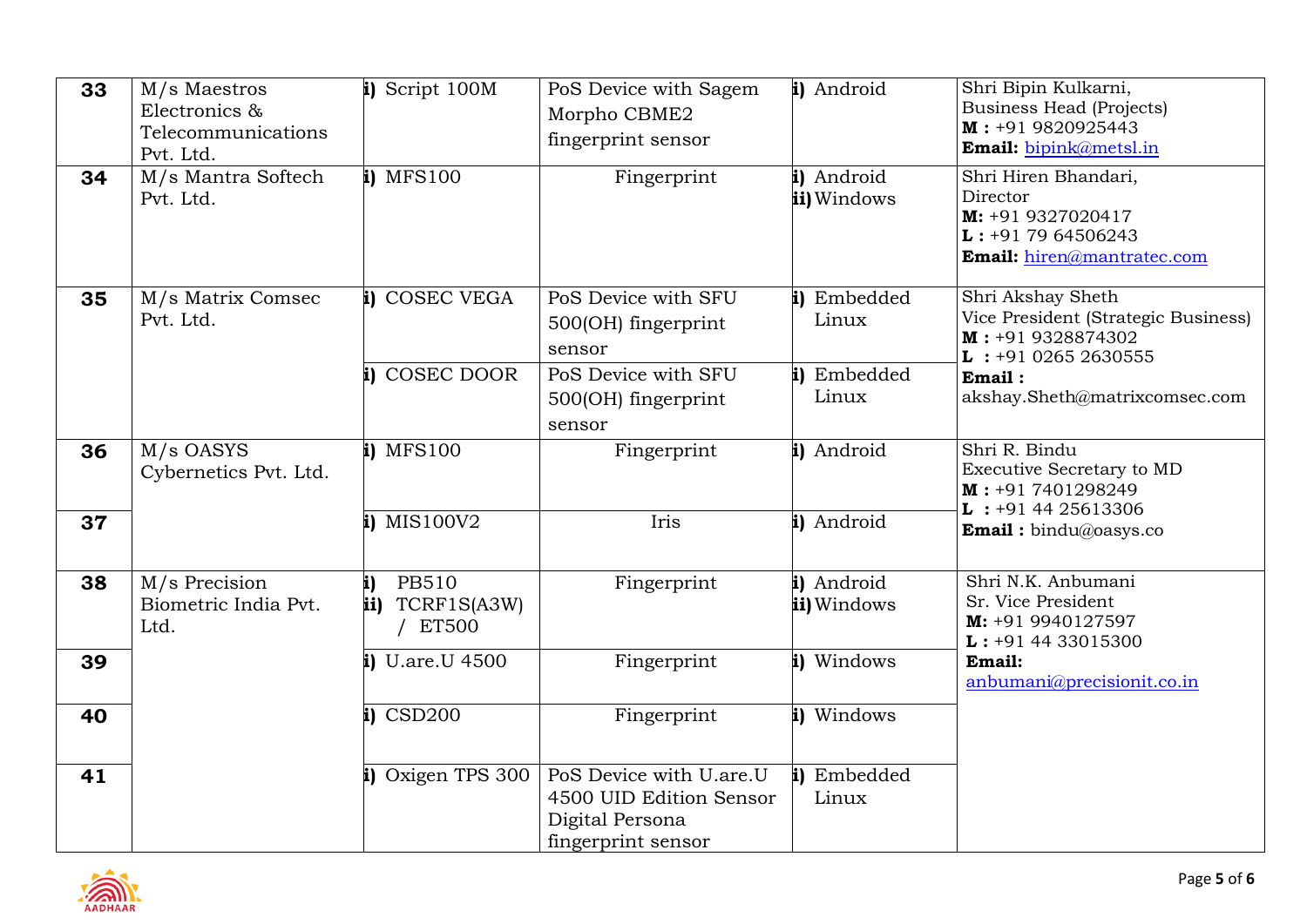| 33 | M/s Maestros Electronics & Telecommunications Pvt. Ltd. | **i)** Script 100M | PoS Device with Sagem Morpho CBME2 fingerprint sensor | **i)** Android | Shri Bipin Kulkarni, Business Head (Projects) **M :** +91 9820925443 **Email:** bipink@metsl.in |
|---|---|---|---|---|---|
| 34 | M/s Mantra Softech Pvt. Ltd. | **i)** MFS100 | Fingerprint | **i)** Android **ii)** Windows | Shri Hiren Bhandari, Director **M:** +91 9327020417 **L :** +91 79 64506243 **Email:** hiren@mantratec.com |
| 35 | M/s Matrix Comsec Pvt. Ltd. | **i)** COSEC VEGA | PoS Device with SFU 500(OH) fingerprint sensor | **i)** Embedded Linux | Shri Akshay Sheth Vice President (Strategic Business) **M :** +91 9328874302 **L :** +91 0265 2630555 **Email :** akshay.Sheth@matrixcomsec.com |
| | | **i)** COSEC DOOR | PoS Device with SFU 500(OH) fingerprint sensor | **i)** Embedded Linux | |
| 36 | M/s OASYS Cybernetics Pvt. Ltd. | **i)** MFS100 | Fingerprint | **i)** Android | Shri R. Bindu Executive Secretary to MD **M :** +91 7401298249 **L :** +91 44 25613306 **Email :** bindu@oasys.co |
| 37 | | **i)** MIS100V2 | Iris | **i)** Android | |
| 38 | M/s Precision Biometric India Pvt. Ltd. | **i)** PB510 **ii)** TCRF1S(A3W) / ET500 | Fingerprint | **i)** Android **ii)** Windows | Shri N.K. Anbumani Sr. Vice President **M:** +91 9940127597 **L :** +91 44 33015300 **Email:** anbumani@precisionit.co.in |
| 39 | | **i)** U.are.U 4500 | Fingerprint | **i)** Windows | |
| 40 | | **i)** CSD200 | Fingerprint | **i)** Windows | |
| 41 | | **i)** Oxigen TPS 300 | PoS Device with U.are.U 4500 UID Edition Sensor Digital Persona fingerprint sensor | **i)** Embedded Linux | |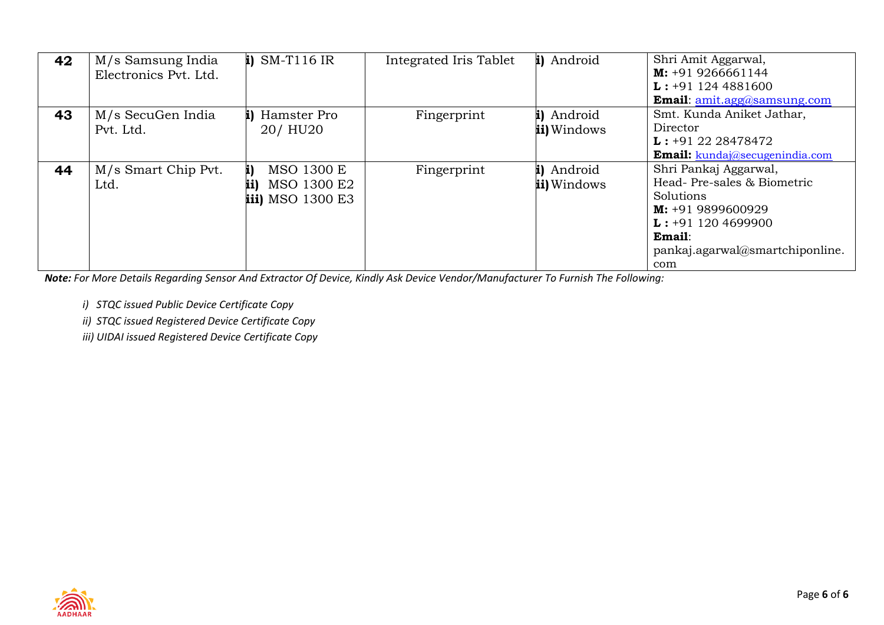| | | | | | |
|---|---|---|---|---|---|
| **42** | M/s Samsung India Electronics Pvt. Ltd. | **i)** SM-T116 IR | Integrated Iris Tablet | **i)** Android | Shri Amit Aggarwal,<br>**M:** +91 9266661144<br>**L :** +91 124 4881600<br>**Email**: amit.agg@samsung.com |
| **43** | M/s SecuGen India Pvt. Ltd. | **i)** Hamster Pro 20/ HU20 | Fingerprint | **i)** Android<br>**ii)** Windows | Smt. Kunda Aniket Jathar,<br>Director<br>**L :** +91 22 28478472<br>**Email:** kundaj@secugenindia.com |
| **44** | M/s Smart Chip Pvt. Ltd. | **i)** MSO 1300 E<br>**ii)** MSO 1300 E2<br>**iii)** MSO 1300 E3 | Fingerprint | **i)** Android<br>**ii)** Windows | Shri Pankaj Aggarwal,<br>Head- Pre-sales & Biometric Solutions<br>**M:** +91 9899600929<br>**L :** +91 120 4699900<br>**Email**:<br>pankaj.agarwal@smartchiponline.com |

***Note:*** *For More Details Regarding Sensor And Extractor Of Device, Kindly Ask Device Vendor/Manufacturer To Furnish The Following:*

*i) STQC issued Public Device Certificate Copy*

*ii) STQC issued Registered Device Certificate Copy*

*iii) UIDAI issued Registered Device Certificate Copy*